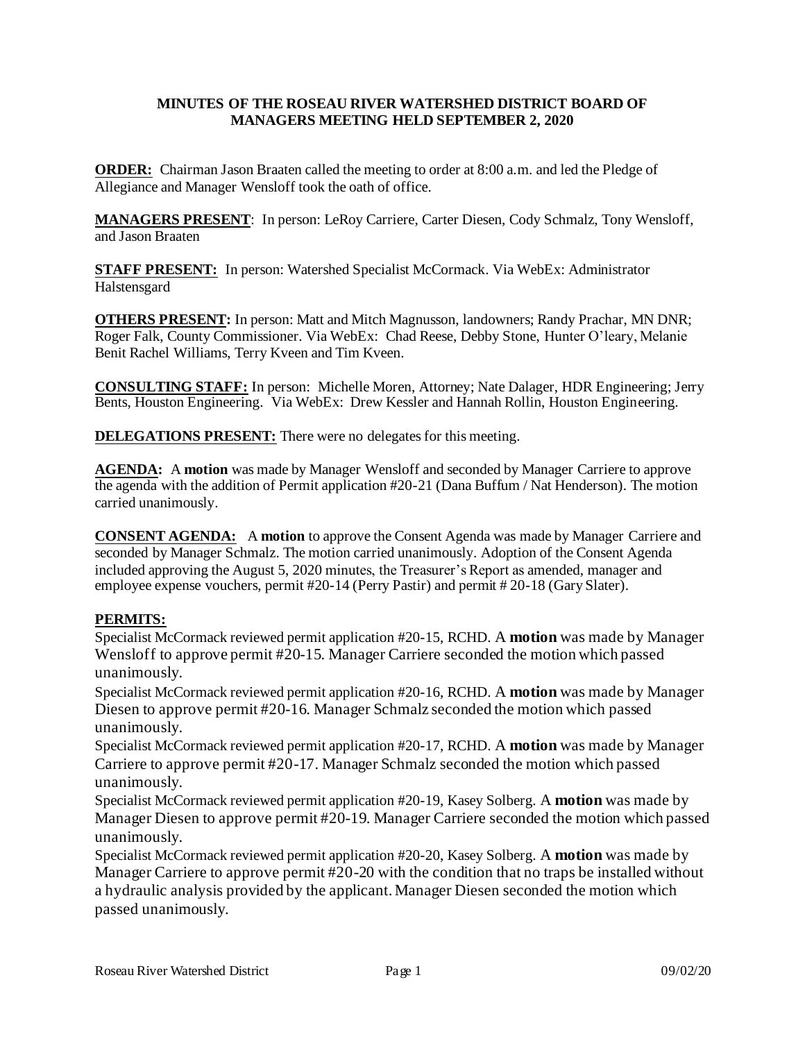**MINUTES OF THE ROSEAU RIVER WATERSHED DISTRICT BOARD OF MANAGERS MEETING HELD SEPTEMBER 2, 2020**

**ORDER:** Chairman Jason Braaten called the meeting to order at 8:00 a.m. and led the Pledge of Allegiance and Manager Wensloff took the oath of office.

**MANAGERS PRESENT**: In person: LeRoy Carriere, Carter Diesen, Cody Schmalz, Tony Wensloff, and Jason Braaten

**STAFF PRESENT:** In person: Watershed Specialist McCormack. Via WebEx: Administrator Halstensgard

**OTHERS PRESENT:** In person: Matt and Mitch Magnusson, landowners; Randy Prachar, MN DNR; Roger Falk, County Commissioner. Via WebEx: Chad Reese, Debby Stone, Hunter O'leary, Melanie Benit Rachel Williams, Terry Kveen and Tim Kveen.

**CONSULTING STAFF:** In person: Michelle Moren, Attorney; Nate Dalager, HDR Engineering; Jerry Bents, Houston Engineering. Via WebEx: Drew Kessler and Hannah Rollin, Houston Engineering.

**DELEGATIONS PRESENT:** There were no delegates for this meeting.

**AGENDA:** A **motion** was made by Manager Wensloff and seconded by Manager Carriere to approve the agenda with the addition of Permit application #20-21 (Dana Buffum / Nat Henderson). The motion carried unanimously.

**CONSENT AGENDA:** A **motion** to approve the Consent Agenda was made by Manager Carriere and seconded by Manager Schmalz. The motion carried unanimously. Adoption of the Consent Agenda included approving the August 5, 2020 minutes, the Treasurer's Report as amended, manager and employee expense vouchers, permit #20-14 (Perry Pastir) and permit # 20-18 (Gary Slater).

**PERMITS:**

Specialist McCormack reviewed permit application #20-15, RCHD. A **motion** was made by Manager Wensloff to approve permit #20-15. Manager Carriere seconded the motion which passed unanimously.

Specialist McCormack reviewed permit application #20-16, RCHD. A **motion** was made by Manager Diesen to approve permit #20-16. Manager Schmalz seconded the motion which passed unanimously.

Specialist McCormack reviewed permit application #20-17, RCHD. A **motion** was made by Manager Carriere to approve permit #20-17. Manager Schmalz seconded the motion which passed unanimously.

Specialist McCormack reviewed permit application #20-19, Kasey Solberg. A **motion** was made by Manager Diesen to approve permit #20-19. Manager Carriere seconded the motion which passed unanimously.

Specialist McCormack reviewed permit application #20-20, Kasey Solberg. A **motion** was made by Manager Carriere to approve permit #20-20 with the condition that no traps be installed without a hydraulic analysis provided by the applicant. Manager Diesen seconded the motion which passed unanimously.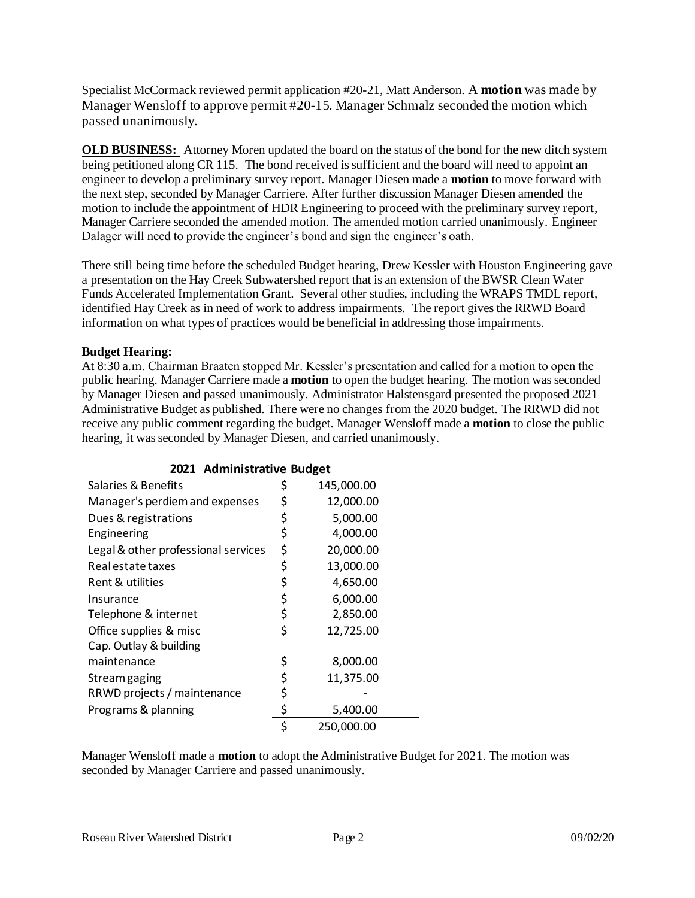Specialist McCormack reviewed permit application #20-21, Matt Anderson. A **motion** was made by Manager Wensloff to approve permit #20-15. Manager Schmalz seconded the motion which passed unanimously.

**OLD BUSINESS:** Attorney Moren updated the board on the status of the bond for the new ditch system being petitioned along CR 115. The bond received is sufficient and the board will need to appoint an engineer to develop a preliminary survey report. Manager Diesen made a **motion** to move forward with the next step, seconded by Manager Carriere. After further discussion Manager Diesen amended the motion to include the appointment of HDR Engineering to proceed with the preliminary survey report, Manager Carriere seconded the amended motion. The amended motion carried unanimously. Engineer Dalager will need to provide the engineer's bond and sign the engineer's oath.

There still being time before the scheduled Budget hearing, Drew Kessler with Houston Engineering gave a presentation on the Hay Creek Subwatershed report that is an extension of the BWSR Clean Water Funds Accelerated Implementation Grant. Several other studies, including the WRAPS TMDL report, identified Hay Creek as in need of work to address impairments. The report gives the RRWD Board information on what types of practices would be beneficial in addressing those impairments.

**Budget Hearing:**
At 8:30 a.m. Chairman Braaten stopped Mr. Kessler's presentation and called for a motion to open the public hearing. Manager Carriere made a **motion** to open the budget hearing. The motion was seconded by Manager Diesen and passed unanimously. Administrator Halstensgard presented the proposed 2021 Administrative Budget as published. There were no changes from the 2020 budget. The RRWD did not receive any public comment regarding the budget. Manager Wensloff made a **motion** to close the public hearing, it was seconded by Manager Diesen, and carried unanimously.

**2021 Administrative Budget**

| Item | Amount |
|---|---|
| Salaries & Benefits | $ 145,000.00 |
| Manager's perdiem and expenses | $ 12,000.00 |
| Dues & registrations | $ 5,000.00 |
| Engineering | $ 4,000.00 |
| Legal & other professional services | $ 20,000.00 |
| Real estate taxes | $ 13,000.00 |
| Rent & utilities | $ 4,650.00 |
| Insurance | $ 6,000.00 |
| Telephone & internet | $ 2,850.00 |
| Office supplies & misc | $ 12,725.00 |
| Cap. Outlay & building maintenance | $ 8,000.00 |
| Stream gaging | $ 11,375.00 |
| RRWD projects / maintenance | $ - |
| Programs & planning | $ 5,400.00 |
| | $ 250,000.00 |

Manager Wensloff made a **motion** to adopt the Administrative Budget for 2021. The motion was seconded by Manager Carriere and passed unanimously.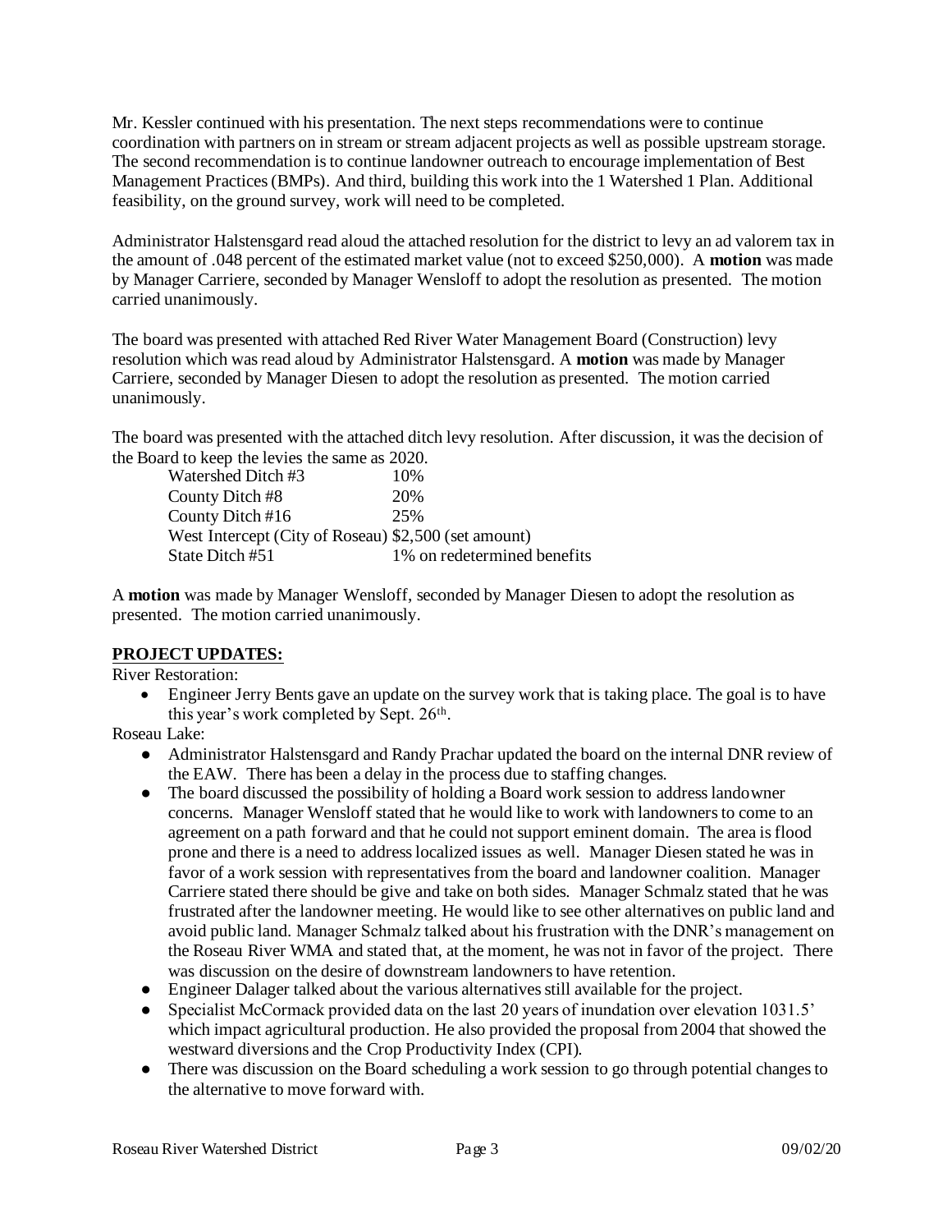Mr. Kessler continued with his presentation. The next steps recommendations were to continue coordination with partners on in stream or stream adjacent projects as well as possible upstream storage. The second recommendation is to continue landowner outreach to encourage implementation of Best Management Practices (BMPs). And third, building this work into the 1 Watershed 1 Plan. Additional feasibility, on the ground survey, work will need to be completed.

Administrator Halstensgard read aloud the attached resolution for the district to levy an ad valorem tax in the amount of .048 percent of the estimated market value (not to exceed $250,000). A **motion** was made by Manager Carriere, seconded by Manager Wensloff to adopt the resolution as presented. The motion carried unanimously.

The board was presented with attached Red River Water Management Board (Construction) levy resolution which was read aloud by Administrator Halstensgard. A **motion** was made by Manager Carriere, seconded by Manager Diesen to adopt the resolution as presented. The motion carried unanimously.

The board was presented with the attached ditch levy resolution. After discussion, it was the decision of the Board to keep the levies the same as 2020.

| | |
|---|---|
| Watershed Ditch #3 | 10% |
| County Ditch #8 | 20% |
| County Ditch #16 | 25% |
| West Intercept (City of Roseau) | $2,500 (set amount) |
| State Ditch #51 | 1% on redetermined benefits |

A **motion** was made by Manager Wensloff, seconded by Manager Diesen to adopt the resolution as presented. The motion carried unanimously.

**PROJECT UPDATES:**

River Restoration:

- Engineer Jerry Bents gave an update on the survey work that is taking place. The goal is to have this year's work completed by Sept. 26th.

Roseau Lake:

- Administrator Halstensgard and Randy Prachar updated the board on the internal DNR review of the EAW. There has been a delay in the process due to staffing changes.
- The board discussed the possibility of holding a Board work session to address landowner concerns. Manager Wensloff stated that he would like to work with landowners to come to an agreement on a path forward and that he could not support eminent domain. The area is flood prone and there is a need to address localized issues as well. Manager Diesen stated he was in favor of a work session with representatives from the board and landowner coalition. Manager Carriere stated there should be give and take on both sides. Manager Schmalz stated that he was frustrated after the landowner meeting. He would like to see other alternatives on public land and avoid public land. Manager Schmalz talked about his frustration with the DNR's management on the Roseau River WMA and stated that, at the moment, he was not in favor of the project. There was discussion on the desire of downstream landowners to have retention.
- Engineer Dalager talked about the various alternatives still available for the project.
- Specialist McCormack provided data on the last 20 years of inundation over elevation 1031.5' which impact agricultural production. He also provided the proposal from 2004 that showed the westward diversions and the Crop Productivity Index (CPI).
- There was discussion on the Board scheduling a work session to go through potential changes to the alternative to move forward with.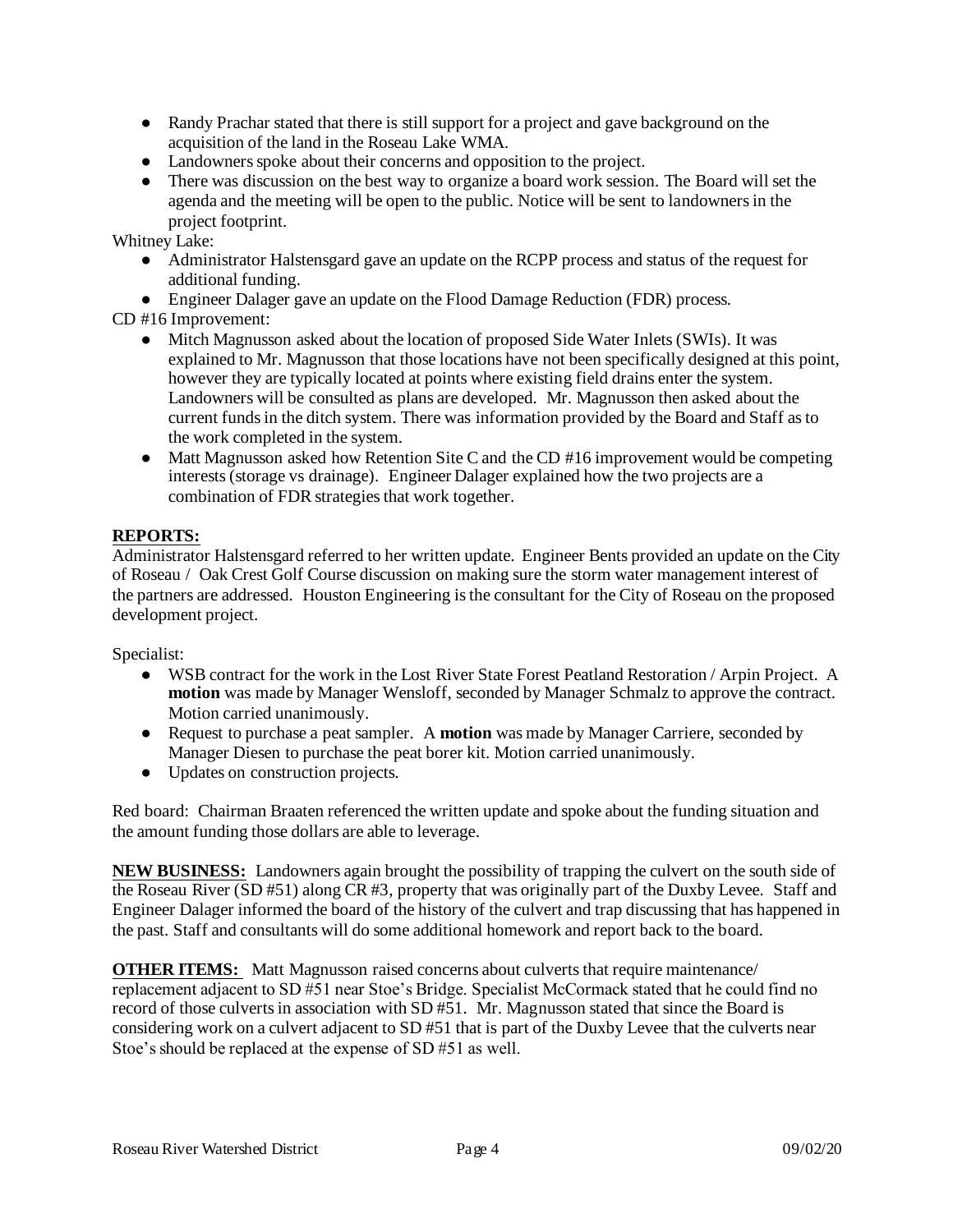- Randy Prachar stated that there is still support for a project and gave background on the acquisition of the land in the Roseau Lake WMA.
- Landowners spoke about their concerns and opposition to the project.
- There was discussion on the best way to organize a board work session. The Board will set the agenda and the meeting will be open to the public. Notice will be sent to landowners in the project footprint.

Whitney Lake:

- Administrator Halstensgard gave an update on the RCPP process and status of the request for additional funding.
- Engineer Dalager gave an update on the Flood Damage Reduction (FDR) process.

CD #16 Improvement:

- Mitch Magnusson asked about the location of proposed Side Water Inlets (SWIs). It was explained to Mr. Magnusson that those locations have not been specifically designed at this point, however they are typically located at points where existing field drains enter the system. Landowners will be consulted as plans are developed. Mr. Magnusson then asked about the current funds in the ditch system. There was information provided by the Board and Staff as to the work completed in the system.
- Matt Magnusson asked how Retention Site C and the CD #16 improvement would be competing interests (storage vs drainage). Engineer Dalager explained how the two projects are a combination of FDR strategies that work together.

**REPORTS:**

Administrator Halstensgard referred to her written update. Engineer Bents provided an update on the City of Roseau / Oak Crest Golf Course discussion on making sure the storm water management interest of the partners are addressed. Houston Engineering is the consultant for the City of Roseau on the proposed development project.

Specialist:

- WSB contract for the work in the Lost River State Forest Peatland Restoration / Arpin Project. A **motion** was made by Manager Wensloff, seconded by Manager Schmalz to approve the contract. Motion carried unanimously.
- Request to purchase a peat sampler. A **motion** was made by Manager Carriere, seconded by Manager Diesen to purchase the peat borer kit. Motion carried unanimously.
- Updates on construction projects.

Red board: Chairman Braaten referenced the written update and spoke about the funding situation and the amount funding those dollars are able to leverage.

**NEW BUSINESS:** Landowners again brought the possibility of trapping the culvert on the south side of the Roseau River (SD #51) along CR #3, property that was originally part of the Duxby Levee. Staff and Engineer Dalager informed the board of the history of the culvert and trap discussing that has happened in the past. Staff and consultants will do some additional homework and report back to the board.

**OTHER ITEMS:** Matt Magnusson raised concerns about culverts that require maintenance/ replacement adjacent to SD #51 near Stoe's Bridge. Specialist McCormack stated that he could find no record of those culverts in association with SD #51. Mr. Magnusson stated that since the Board is considering work on a culvert adjacent to SD #51 that is part of the Duxby Levee that the culverts near Stoe's should be replaced at the expense of SD #51 as well.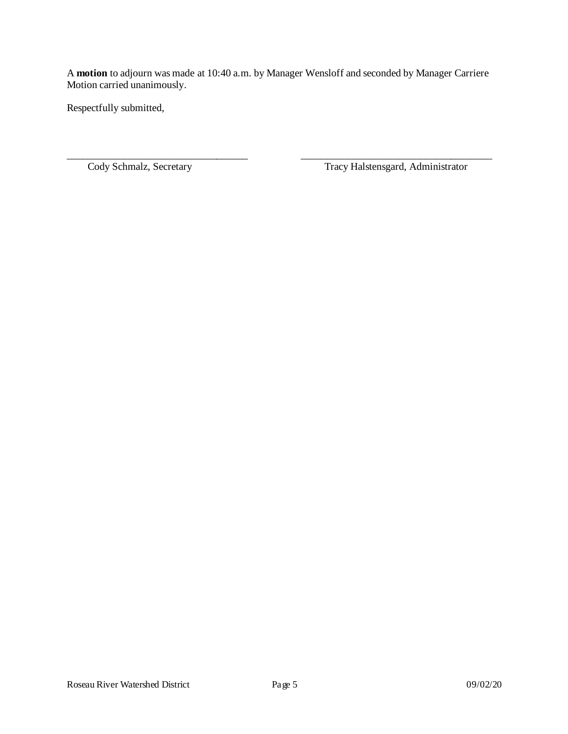A **motion** to adjourn was made at 10:40 a.m. by Manager Wensloff and seconded by Manager Carriere Motion carried unanimously.

Respectfully submitted,

\_\_\_\_\_\_\_\_\_\_\_\_\_\_\_\_\_\_\_\_\_\_\_\_\_\_\_\_\_\_\_\_\_\_\_\_ \_\_\_\_\_\_\_\_\_\_\_\_\_\_\_\_\_\_\_\_\_\_\_\_\_\_\_\_\_\_\_\_\_\_\_\_\_\_

Cody Schmalz, Secretary Tracy Halstensgard, Administrator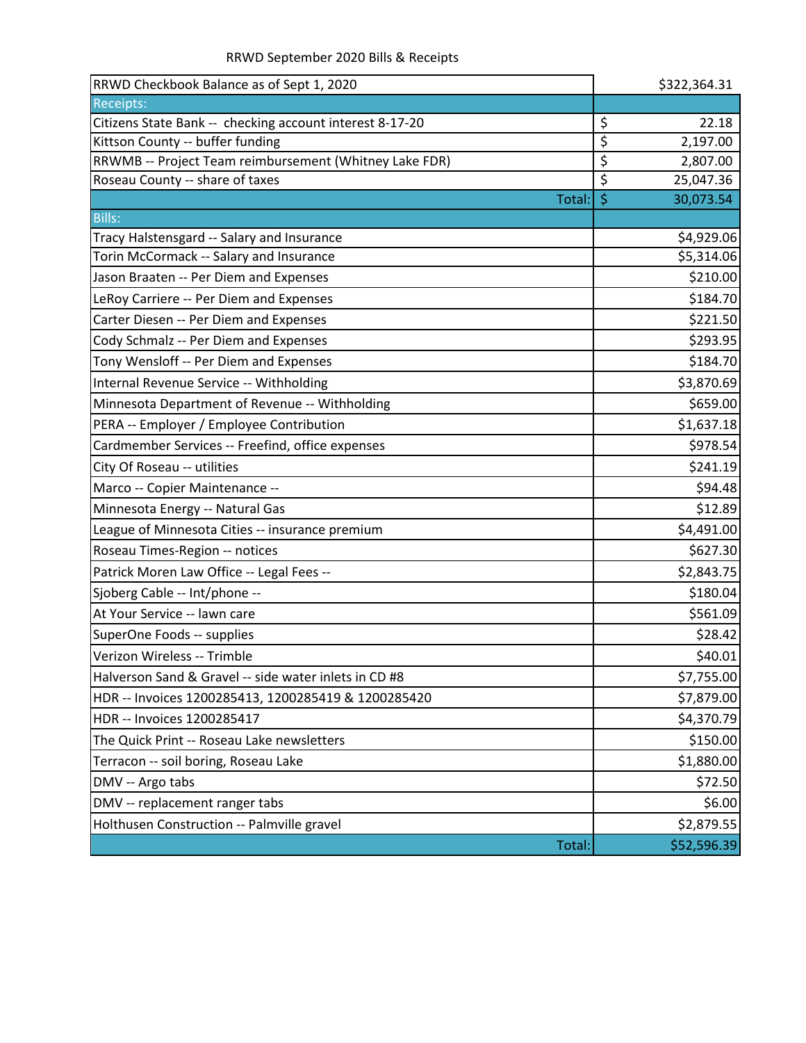RRWD September 2020 Bills & Receipts

| | |
|---|---|
| RRWD Checkbook Balance as of Sept 1, 2020 | $322,364.31 |
| Receipts: | |
| Citizens State Bank -- checking account interest 8-17-20 | $ 22.18 |
| Kittson County -- buffer funding | $ 2,197.00 |
| RRWMB -- Project Team reimbursement (Whitney Lake FDR) | $ 2,807.00 |
| Roseau County -- share of taxes | $ 25,047.36 |
| Total: | $ 30,073.54 |
| Bills: | |
| Tracy Halstensgard -- Salary and Insurance | $4,929.06 |
| Torin McCormack -- Salary and Insurance | $5,314.06 |
| Jason Braaten -- Per Diem and Expenses | $210.00 |
| LeRoy Carriere -- Per Diem and Expenses | $184.70 |
| Carter Diesen -- Per Diem and Expenses | $221.50 |
| Cody Schmalz -- Per Diem and Expenses | $293.95 |
| Tony Wensloff -- Per Diem and Expenses | $184.70 |
| Internal Revenue Service -- Withholding | $3,870.69 |
| Minnesota Department of Revenue -- Withholding | $659.00 |
| PERA -- Employer / Employee Contribution | $1,637.18 |
| Cardmember Services -- Freefind, office expenses | $978.54 |
| City Of Roseau -- utilities | $241.19 |
| Marco -- Copier Maintenance -- | $94.48 |
| Minnesota Energy -- Natural Gas | $12.89 |
| League of Minnesota Cities -- insurance premium | $4,491.00 |
| Roseau Times-Region -- notices | $627.30 |
| Patrick Moren Law Office -- Legal Fees -- | $2,843.75 |
| Sjoberg Cable -- Int/phone -- | $180.04 |
| At Your Service -- lawn care | $561.09 |
| SuperOne Foods -- supplies | $28.42 |
| Verizon Wireless -- Trimble | $40.01 |
| Halverson Sand & Gravel -- side water inlets in CD #8 | $7,755.00 |
| HDR -- Invoices 1200285413, 1200285419 & 1200285420 | $7,879.00 |
| HDR -- Invoices 1200285417 | $4,370.79 |
| The Quick Print -- Roseau Lake newsletters | $150.00 |
| Terracon -- soil boring, Roseau Lake | $1,880.00 |
| DMV -- Argo tabs | $72.50 |
| DMV -- replacement ranger tabs | $6.00 |
| Holthusen Construction -- Palmville gravel | $2,879.55 |
| Total: | $52,596.39 |